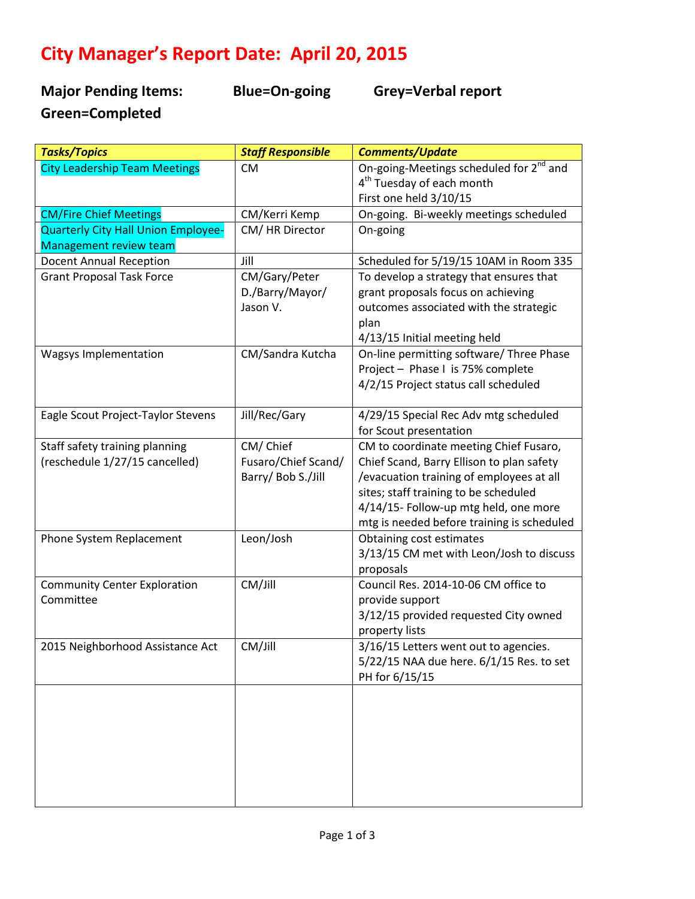# City Manager's Report Date: April 20, 2015

**Major Pending Items: Blue=On-going Grey=Verbal report Green=Completed**

| *Tasks/Topics* | *Staff Responsible* | *Comments/Update* |
|---|---|---|
| City Leadership Team Meetings | CM | On-going-Meetings scheduled for 2nd and 4th Tuesday of each month<br>First one held 3/10/15 |
| CM/Fire Chief Meetings | CM/Kerri Kemp | On-going. Bi-weekly meetings scheduled |
| Quarterly City Hall Union Employee-Management review team | CM/ HR Director | On-going |
| Docent Annual Reception | Jill | Scheduled for 5/19/15 10AM in Room 335 |
| Grant Proposal Task Force | CM/Gary/Peter D./Barry/Mayor/ Jason V. | To develop a strategy that ensures that grant proposals focus on achieving outcomes associated with the strategic plan<br>4/13/15 Initial meeting held |
| Wagsys Implementation | CM/Sandra Kutcha | On-line permitting software/ Three Phase Project – Phase I is 75% complete<br>4/2/15 Project status call scheduled |
| Eagle Scout Project-Taylor Stevens | Jill/Rec/Gary | 4/29/15 Special Rec Adv mtg scheduled for Scout presentation |
| Staff safety training planning (reschedule 1/27/15 cancelled) | CM/ Chief Fusaro/Chief Scand/ Barry/ Bob S./Jill | CM to coordinate meeting Chief Fusaro, Chief Scand, Barry Ellison to plan safety /evacuation training of employees at all sites; staff training to be scheduled<br>4/14/15- Follow-up mtg held, one more mtg is needed before training is scheduled |
| Phone System Replacement | Leon/Josh | Obtaining cost estimates<br>3/13/15 CM met with Leon/Josh to discuss proposals |
| Community Center Exploration Committee | CM/Jill | Council Res. 2014-10-06 CM office to provide support<br>3/12/15 provided requested City owned property lists |
| 2015 Neighborhood Assistance Act | CM/Jill | 3/16/15 Letters went out to agencies.<br>5/22/15 NAA due here. 6/1/15 Res. to set PH for 6/15/15 |
| | | |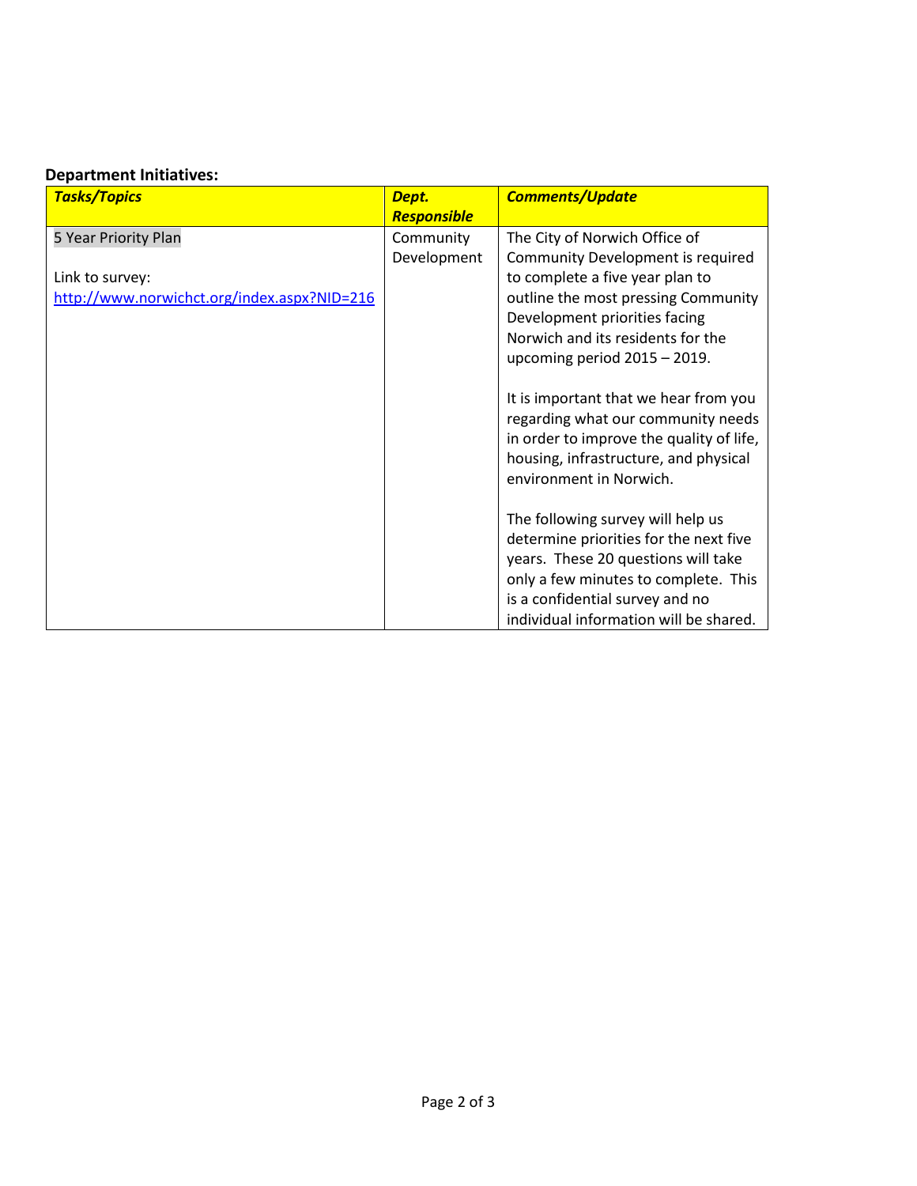**Department Initiatives:**

| ***Tasks/Topics*** | ***Dept. Responsible*** | ***Comments/Update*** |
|---|---|---|
| 5 Year Priority Plan<br><br>Link to survey: [http://www.norwichct.org/index.aspx?NID=216](http://www.norwichct.org/index.aspx?NID=216) | Community Development | The City of Norwich Office of Community Development is required to complete a five year plan to outline the most pressing Community Development priorities facing Norwich and its residents for the upcoming period 2015 – 2019.<br><br>It is important that we hear from you regarding what our community needs in order to improve the quality of life, housing, infrastructure, and physical environment in Norwich.<br><br>The following survey will help us determine priorities for the next five years. These 20 questions will take only a few minutes to complete. This is a confidential survey and no individual information will be shared. |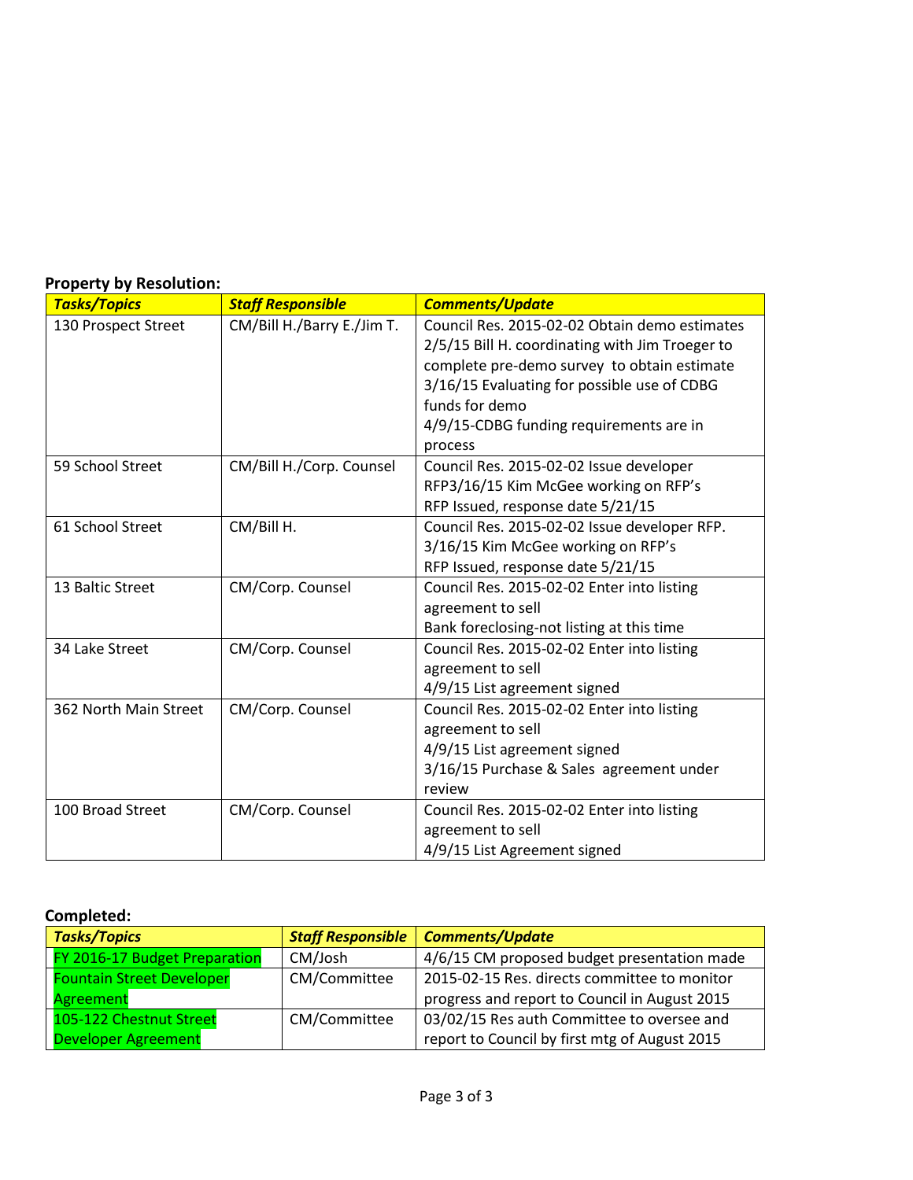**Property by Resolution:**

| ***Tasks/Topics*** | ***Staff Responsible*** | ***Comments/Update*** |
|---|---|---|
| 130 Prospect Street | CM/Bill H./Barry E./Jim T. | Council Res. 2015-02-02 Obtain demo estimates<br>2/5/15 Bill H. coordinating with Jim Troeger to complete pre-demo survey to obtain estimate<br>3/16/15 Evaluating for possible use of CDBG funds for demo<br>4/9/15-CDBG funding requirements are in process |
| 59 School Street | CM/Bill H./Corp. Counsel | Council Res. 2015-02-02 Issue developer RFP3/16/15 Kim McGee working on RFP's<br>RFP Issued, response date 5/21/15 |
| 61 School Street | CM/Bill H. | Council Res. 2015-02-02 Issue developer RFP.<br>3/16/15 Kim McGee working on RFP's<br>RFP Issued, response date 5/21/15 |
| 13 Baltic Street | CM/Corp. Counsel | Council Res. 2015-02-02 Enter into listing agreement to sell<br>Bank foreclosing-not listing at this time |
| 34 Lake Street | CM/Corp. Counsel | Council Res. 2015-02-02 Enter into listing agreement to sell<br>4/9/15 List agreement signed |
| 362 North Main Street | CM/Corp. Counsel | Council Res. 2015-02-02 Enter into listing agreement to sell<br>4/9/15 List agreement signed<br>3/16/15 Purchase & Sales agreement under review |
| 100 Broad Street | CM/Corp. Counsel | Council Res. 2015-02-02 Enter into listing agreement to sell<br>4/9/15 List Agreement signed |

**Completed:**

| ***Tasks/Topics*** | ***Staff Responsible*** | ***Comments/Update*** |
|---|---|---|
| FY 2016-17 Budget Preparation | CM/Josh | 4/6/15 CM proposed budget presentation made |
| Fountain Street Developer Agreement | CM/Committee | 2015-02-15 Res. directs committee to monitor progress and report to Council in August 2015 |
| 105-122 Chestnut Street Developer Agreement | CM/Committee | 03/02/15 Res auth Committee to oversee and report to Council by first mtg of August 2015 |